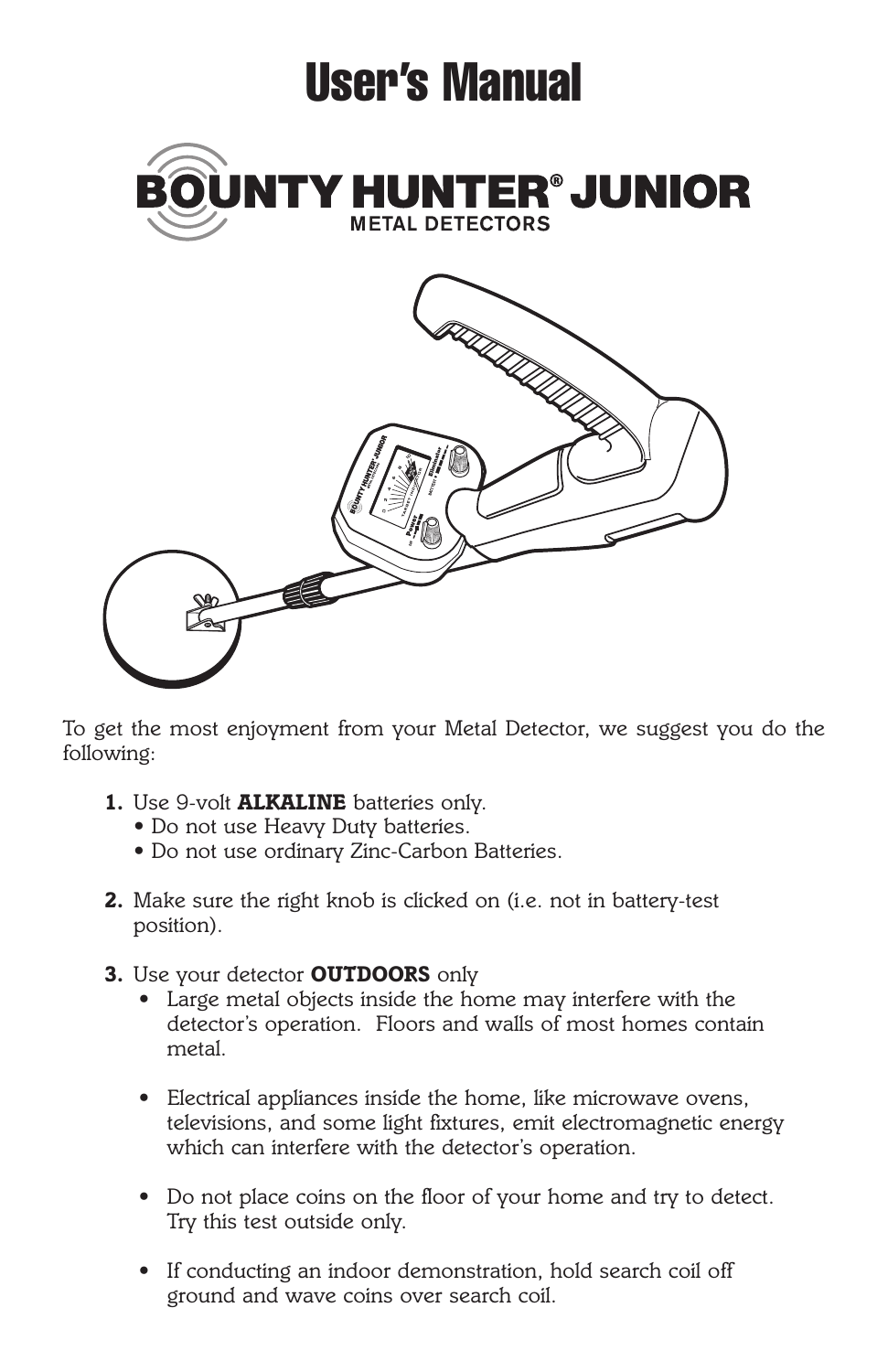# User's Manual

## BOUNTY HUNTER® JUNIOR
### METAL DETECTORS

To get the most enjoyment from your Metal Detector, we suggest you do the following:

1. Use 9-volt **ALKALINE** batteries only.
   - Do not use Heavy Duty batteries.
   - Do not use ordinary Zinc-Carbon Batteries.

2. Make sure the right knob is clicked on (i.e. not in battery-test position).

3. Use your detector **OUTDOORS** only
   - Large metal objects inside the home may interfere with the detector's operation. Floors and walls of most homes contain metal.
   - Electrical appliances inside the home, like microwave ovens, televisions, and some light fixtures, emit electromagnetic energy which can interfere with the detector's operation.
   - Do not place coins on the floor of your home and try to detect. Try this test outside only.
   - If conducting an indoor demonstration, hold search coil off ground and wave coins over search coil.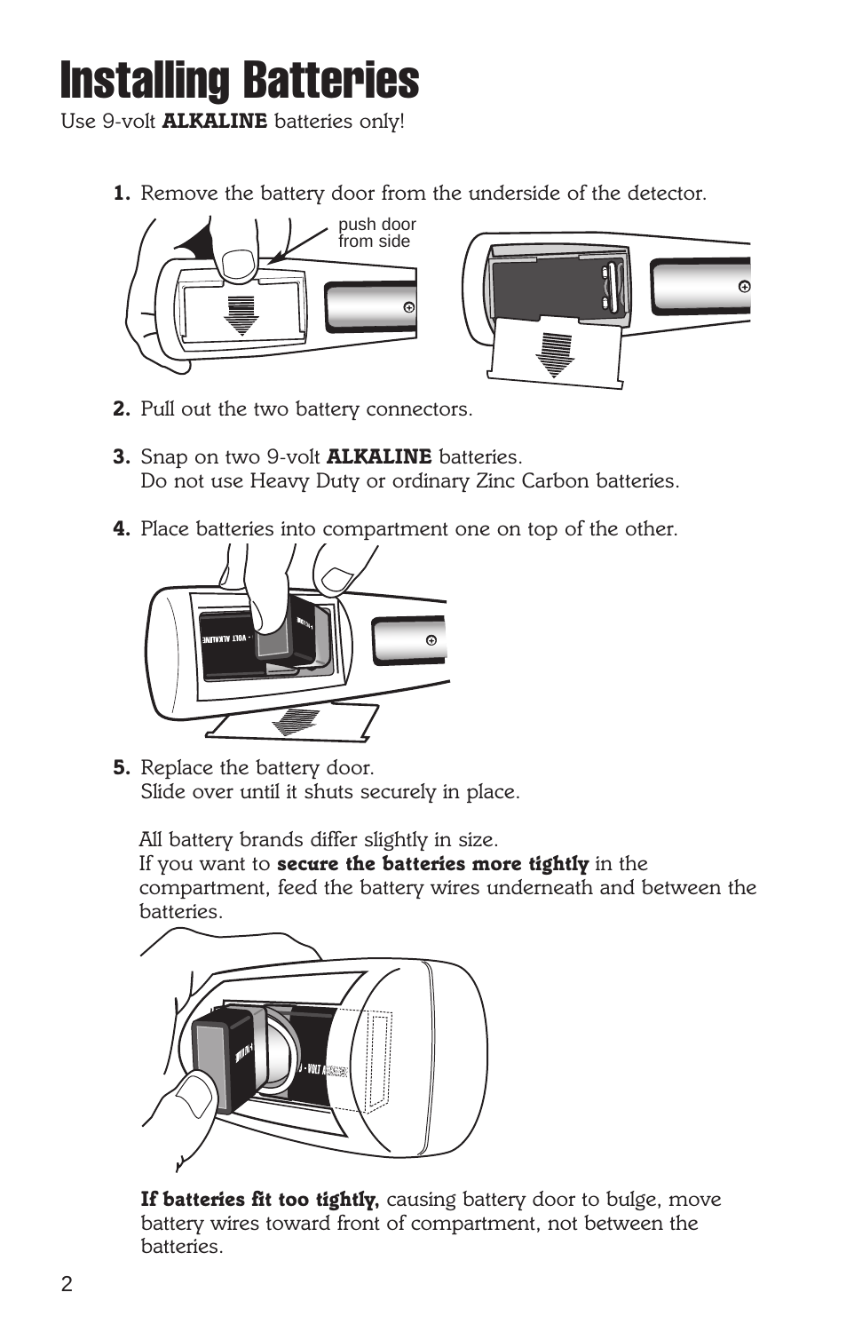# Installing Batteries

Use 9-volt **ALKALINE** batteries only!

1. Remove the battery door from the underside of the detector.

push door from side

2. Pull out the two battery connectors.

3. Snap on two 9-volt **ALKALINE** batteries.
   Do not use Heavy Duty or ordinary Zinc Carbon batteries.

4. Place batteries into compartment one on top of the other.

5. Replace the battery door.
   Slide over until it shuts securely in place.

   All battery brands differ slightly in size.
   If you want to **secure the batteries more tightly** in the compartment, feed the battery wires underneath and between the batteries.

   **If batteries fit too tightly,** causing battery door to bulge, move battery wires toward front of compartment, not between the batteries.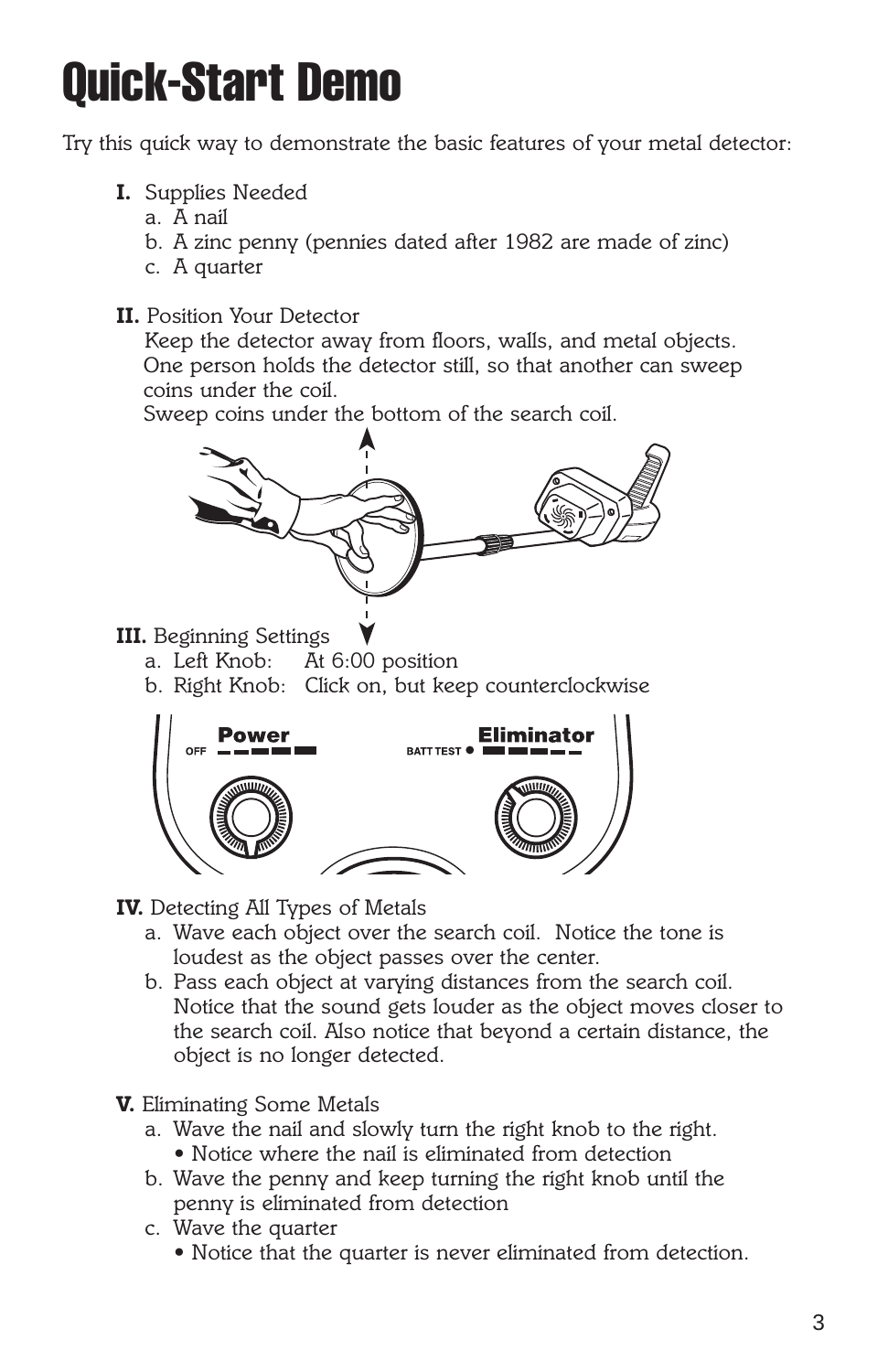# Quick-Start Demo

Try this quick way to demonstrate the basic features of your metal detector:

**I.** Supplies Needed

a. A nail
b. A zinc penny (pennies dated after 1982 are made of zinc)
c. A quarter

**II.** Position Your Detector

Keep the detector away from floors, walls, and metal objects. One person holds the detector still, so that another can sweep coins under the coil.
Sweep coins under the bottom of the search coil.

**III.** Beginning Settings

a. Left Knob: At 6:00 position
b. Right Knob: Click on, but keep counterclockwise

**Power** OFF **Eliminator** BATT TEST

**IV.** Detecting All Types of Metals

a. Wave each object over the search coil. Notice the tone is loudest as the object passes over the center.
b. Pass each object at varying distances from the search coil. Notice that the sound gets louder as the object moves closer to the search coil. Also notice that beyond a certain distance, the object is no longer detected.

**V.** Eliminating Some Metals

a. Wave the nail and slowly turn the right knob to the right.
   - Notice where the nail is eliminated from detection
b. Wave the penny and keep turning the right knob until the penny is eliminated from detection
c. Wave the quarter
   - Notice that the quarter is never eliminated from detection.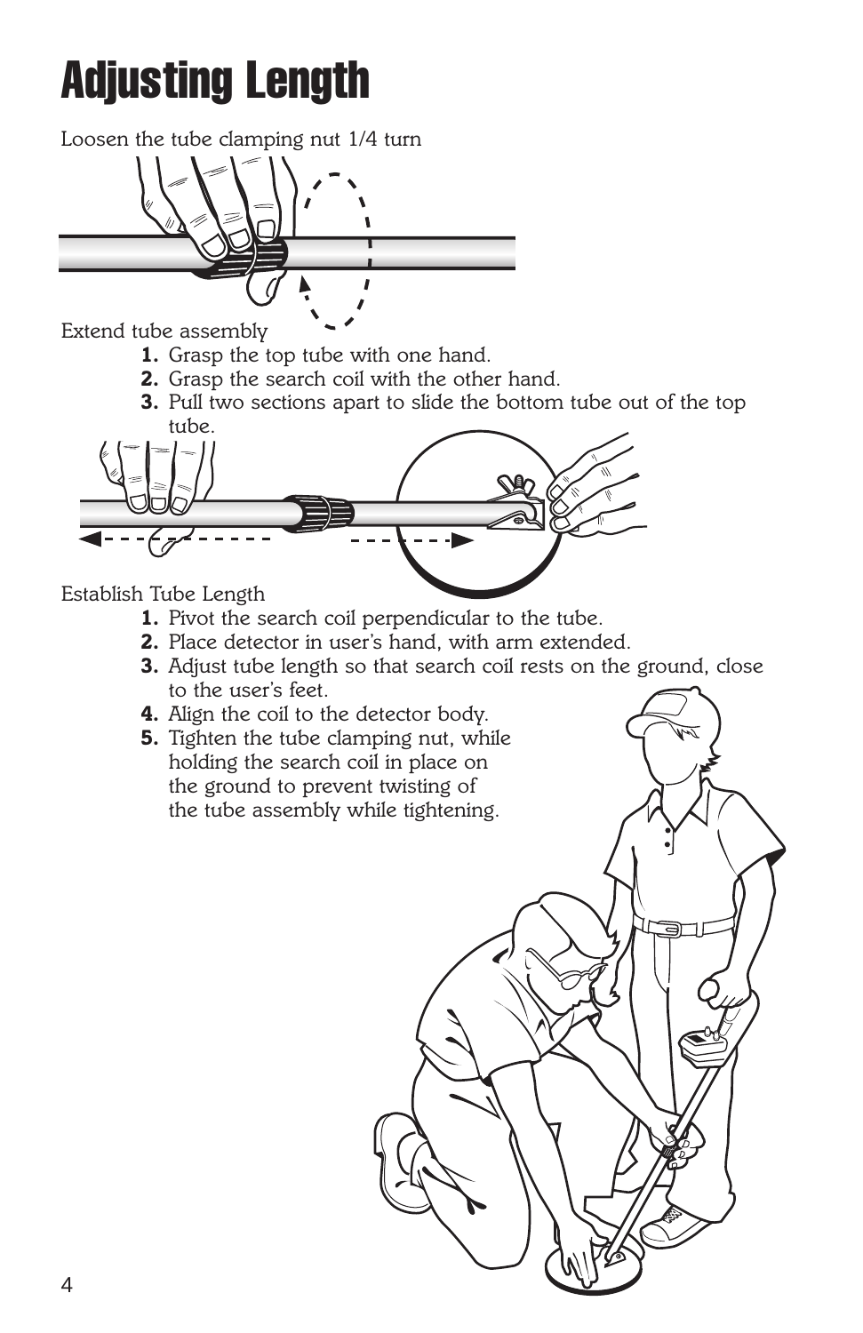# Adjusting Length

Loosen the tube clamping nut 1/4 turn

Extend tube assembly

1. Grasp the top tube with one hand.
2. Grasp the search coil with the other hand.
3. Pull two sections apart to slide the bottom tube out of the top tube.

Establish Tube Length

1. Pivot the search coil perpendicular to the tube.
2. Place detector in user's hand, with arm extended.
3. Adjust tube length so that search coil rests on the ground, close to the user's feet.
4. Align the coil to the detector body.
5. Tighten the tube clamping nut, while holding the search coil in place on the ground to prevent twisting of the tube assembly while tightening.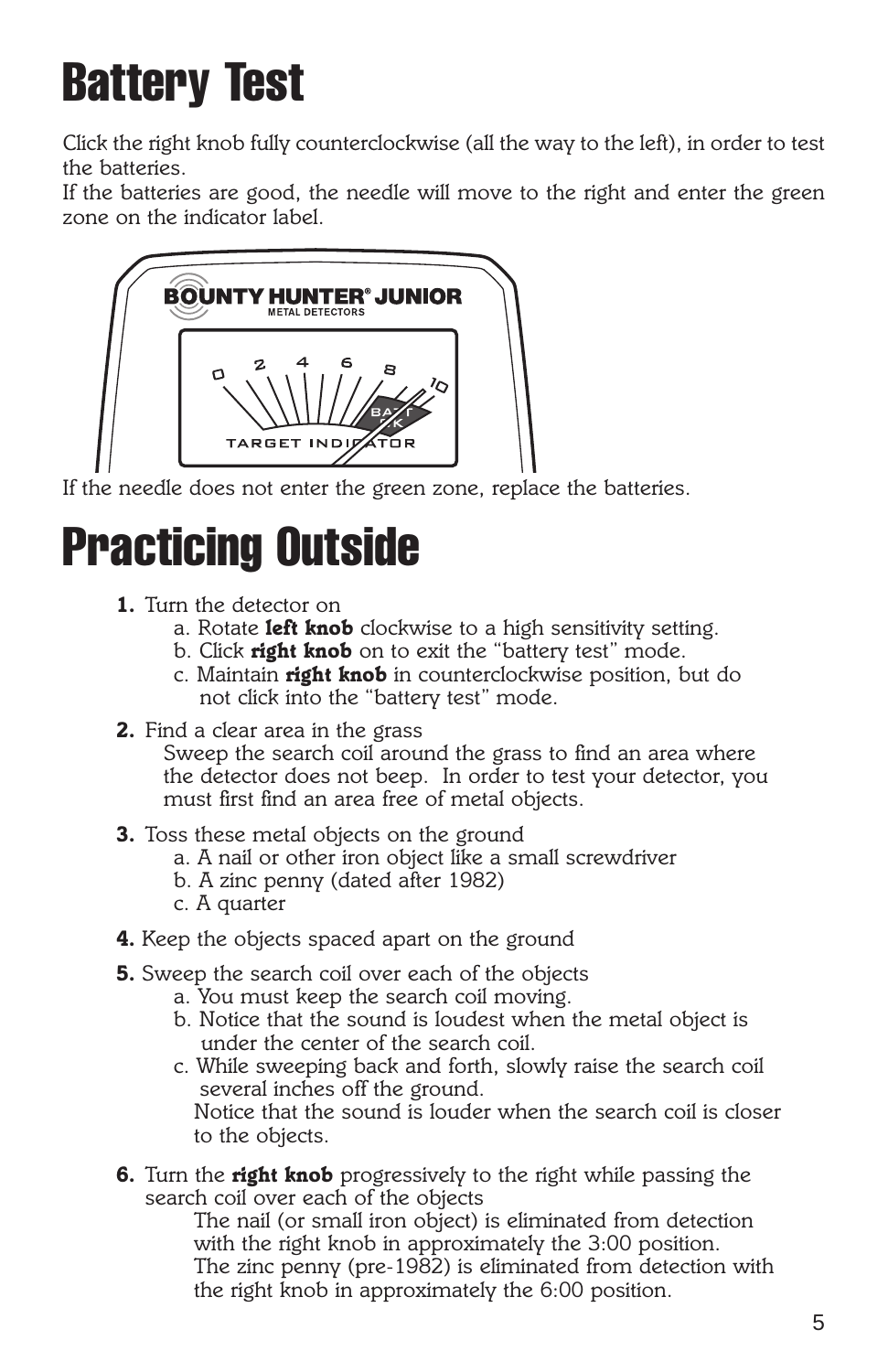# Battery Test

Click the right knob fully counterclockwise (all the way to the left), in order to test the batteries.
If the batteries are good, the needle will move to the right and enter the green zone on the indicator label.

If the needle does not enter the green zone, replace the batteries.

# Practicing Outside

**1.** Turn the detector on
   a. Rotate **left knob** clockwise to a high sensitivity setting.
   b. Click **right knob** on to exit the "battery test" mode.
   c. Maintain **right knob** in counterclockwise position, but do not click into the "battery test" mode.

**2.** Find a clear area in the grass
   Sweep the search coil around the grass to find an area where the detector does not beep. In order to test your detector, you must first find an area free of metal objects.

**3.** Toss these metal objects on the ground
   a. A nail or other iron object like a small screwdriver
   b. A zinc penny (dated after 1982)
   c. A quarter

**4.** Keep the objects spaced apart on the ground

**5.** Sweep the search coil over each of the objects
   a. You must keep the search coil moving.
   b. Notice that the sound is loudest when the metal object is under the center of the search coil.
   c. While sweeping back and forth, slowly raise the search coil several inches off the ground.
      Notice that the sound is louder when the search coil is closer to the objects.

**6.** Turn the **right knob** progressively to the right while passing the search coil over each of the objects
   The nail (or small iron object) is eliminated from detection with the right knob in approximately the 3:00 position.
   The zinc penny (pre-1982) is eliminated from detection with the right knob in approximately the 6:00 position.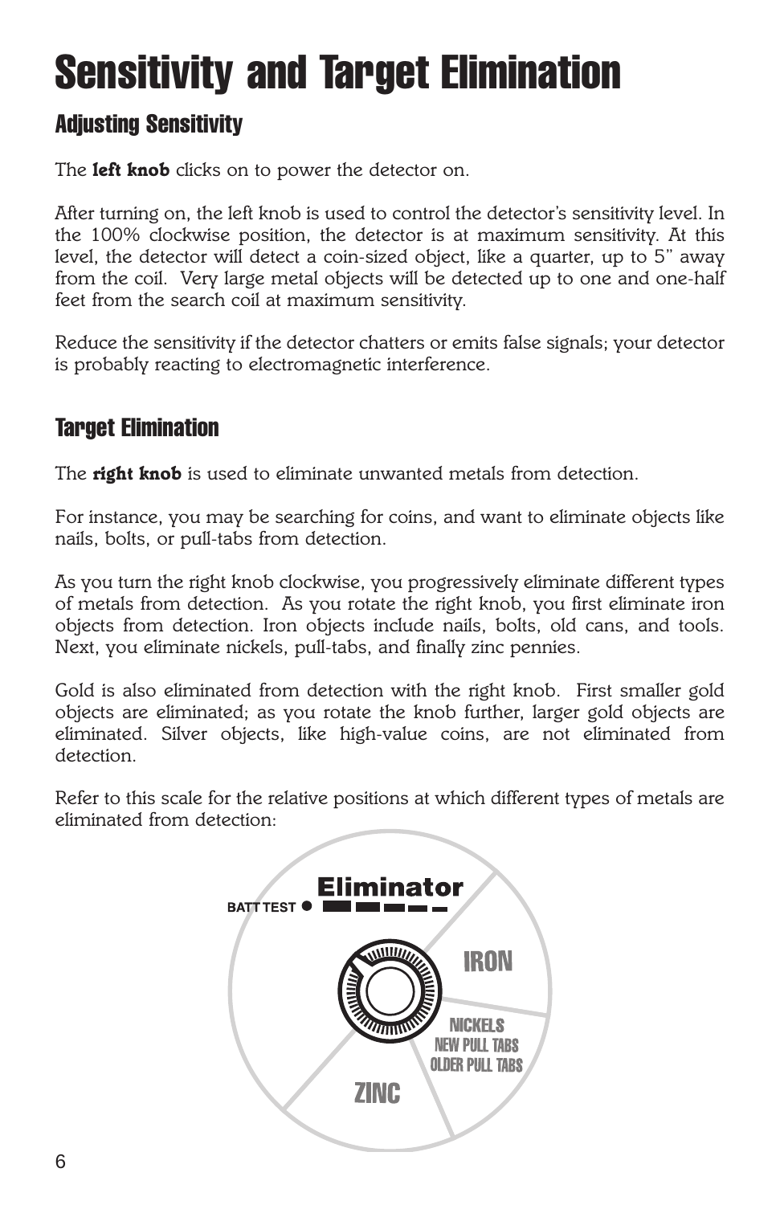# Sensitivity and Target Elimination

## Adjusting Sensitivity

The **left knob** clicks on to power the detector on.

After turning on, the left knob is used to control the detector's sensitivity level. In the 100% clockwise position, the detector is at maximum sensitivity. At this level, the detector will detect a coin-sized object, like a quarter, up to 5" away from the coil. Very large metal objects will be detected up to one and one-half feet from the search coil at maximum sensitivity.

Reduce the sensitivity if the detector chatters or emits false signals; your detector is probably reacting to electromagnetic interference.

## Target Elimination

The **right knob** is used to eliminate unwanted metals from detection.

For instance, you may be searching for coins, and want to eliminate objects like nails, bolts, or pull-tabs from detection.

As you turn the right knob clockwise, you progressively eliminate different types of metals from detection. As you rotate the right knob, you first eliminate iron objects from detection. Iron objects include nails, bolts, old cans, and tools. Next, you eliminate nickels, pull-tabs, and finally zinc pennies.

Gold is also eliminated from detection with the right knob. First smaller gold objects are eliminated; as you rotate the knob further, larger gold objects are eliminated. Silver objects, like high-value coins, are not eliminated from detection.

Refer to this scale for the relative positions at which different types of metals are eliminated from detection:

BATT TEST ● **Eliminator**

IRON

NICKELS
NEW PULL TABS
OLDER PULL TABS

ZINC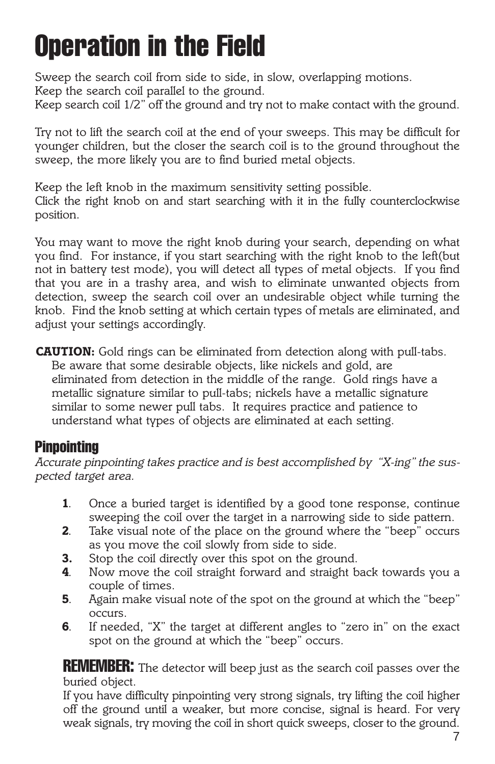# Operation in the Field

Sweep the search coil from side to side, in slow, overlapping motions.
Keep the search coil parallel to the ground.
Keep search coil 1/2" off the ground and try not to make contact with the ground.

Try not to lift the search coil at the end of your sweeps. This may be difficult for younger children, but the closer the search coil is to the ground throughout the sweep, the more likely you are to find buried metal objects.

Keep the left knob in the maximum sensitivity setting possible.
Click the right knob on and start searching with it in the fully counterclockwise position.

You may want to move the right knob during your search, depending on what you find. For instance, if you start searching with the right knob to the left(but not in battery test mode), you will detect all types of metal objects. If you find that you are in a trashy area, and wish to eliminate unwanted objects from detection, sweep the search coil over an undesirable object while turning the knob. Find the knob setting at which certain types of metals are eliminated, and adjust your settings accordingly.

**CAUTION:** Gold rings can be eliminated from detection along with pull-tabs. Be aware that some desirable objects, like nickels and gold, are eliminated from detection in the middle of the range. Gold rings have a metallic signature similar to pull-tabs; nickels have a metallic signature similar to some newer pull tabs. It requires practice and patience to understand what types of objects are eliminated at each setting.

## Pinpointing

*Accurate pinpointing takes practice and is best accomplished by "X-ing" the suspected target area.*

1. Once a buried target is identified by a good tone response, continue sweeping the coil over the target in a narrowing side to side pattern.
2. Take visual note of the place on the ground where the "beep" occurs as you move the coil slowly from side to side.
3. Stop the coil directly over this spot on the ground.
4. Now move the coil straight forward and straight back towards you a couple of times.
5. Again make visual note of the spot on the ground at which the "beep" occurs.
6. If needed, "X" the target at different angles to "zero in" on the exact spot on the ground at which the "beep" occurs.

**REMEMBER:** The detector will beep just as the search coil passes over the buried object.
If you have difficulty pinpointing very strong signals, try lifting the coil higher off the ground until a weaker, but more concise, signal is heard. For very weak signals, try moving the coil in short quick sweeps, closer to the ground.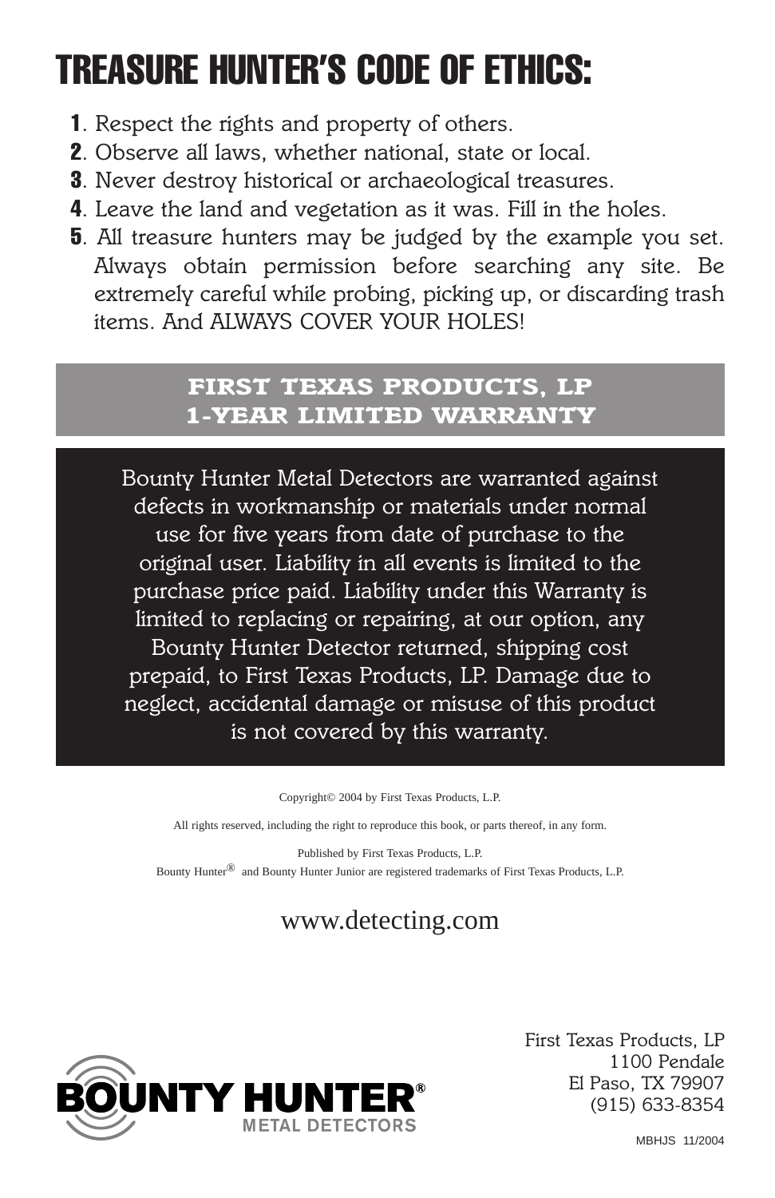# TREASURE HUNTER'S CODE OF ETHICS:

**1**. Respect the rights and property of others.
**2**. Observe all laws, whether national, state or local.
**3**. Never destroy historical or archaeological treasures.
**4**. Leave the land and vegetation as it was. Fill in the holes.
**5**. All treasure hunters may be judged by the example you set. Always obtain permission before searching any site. Be extremely careful while probing, picking up, or discarding trash items. And ALWAYS COVER YOUR HOLES!

## FIRST TEXAS PRODUCTS, LP
## 1-YEAR LIMITED WARRANTY

Bounty Hunter Metal Detectors are warranted against defects in workmanship or materials under normal use for five years from date of purchase to the original user. Liability in all events is limited to the purchase price paid. Liability under this Warranty is limited to replacing or repairing, at our option, any Bounty Hunter Detector returned, shipping cost prepaid, to First Texas Products, LP. Damage due to neglect, accidental damage or misuse of this product is not covered by this warranty.

Copyright© 2004 by First Texas Products, L.P.

All rights reserved, including the right to reproduce this book, or parts thereof, in any form.

Published by First Texas Products, L.P.
Bounty Hunter® and Bounty Hunter Junior are registered trademarks of First Texas Products, L.P.

www.detecting.com

BOUNTY HUNTER®
METAL DETECTORS

First Texas Products, LP
1100 Pendale
El Paso, TX 79907
(915) 633-8354

MBHJS 11/2004